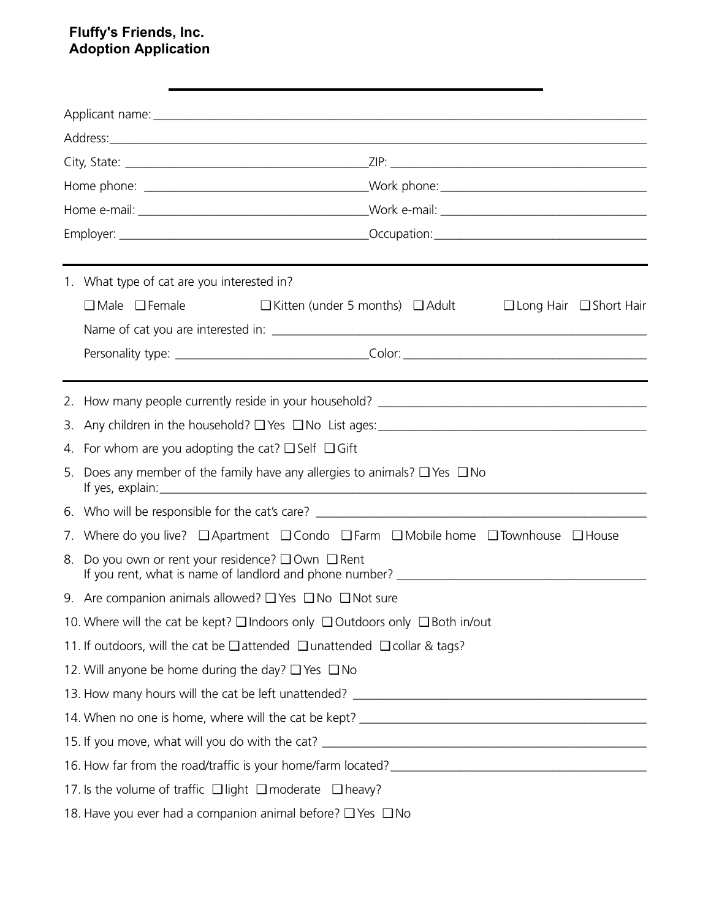**Fluffy's Friends, Inc.**
**Adoption Application**

---

Applicant name: ______________________________________________

Address: ______________________________________________

City, State: ______________________ ZIP: ______________________

Home phone: ______________________ Work phone: ______________________

Home e-mail: ______________________ Work e-mail: ______________________

Employer: ______________________ Occupation: ______________________

---

1. What type of cat are you interested in?

   ❑ Male ❑ Female ❑ Kitten (under 5 months) ❑ Adult ❑ Long Hair ❑ Short Hair

   Name of cat you are interested in: ______________________________________________

   Personality type: ______________________ Color: ______________________

---

2. How many people currently reside in your household? ______________________
3. Any children in the household? ❑ Yes ❑ No List ages: ______________________
4. For whom are you adopting the cat? ❑ Self ❑ Gift
5. Does any member of the family have any allergies to animals? ❑ Yes ❑ No
   If yes, explain: ______________________________________________
6. Who will be responsible for the cat's care? ______________________
7. Where do you live? ❑ Apartment ❑ Condo ❑ Farm ❑ Mobile home ❑ Townhouse ❑ House
8. Do you own or rent your residence? ❑ Own ❑ Rent
   If you rent, what is name of landlord and phone number? ______________________
9. Are companion animals allowed? ❑ Yes ❑ No ❑ Not sure
10. Where will the cat be kept? ❑ Indoors only ❑ Outdoors only ❑ Both in/out
11. If outdoors, will the cat be ❑ attended ❑ unattended ❑ collar & tags?
12. Will anyone be home during the day? ❑ Yes ❑ No
13. How many hours will the cat be left unattended? ______________________
14. When no one is home, where will the cat be kept? ______________________
15. If you move, what will you do with the cat? ______________________
16. How far from the road/traffic is your home/farm located? ______________________
17. Is the volume of traffic ❑ light ❑ moderate ❑ heavy?
18. Have you ever had a companion animal before? ❑ Yes ❑ No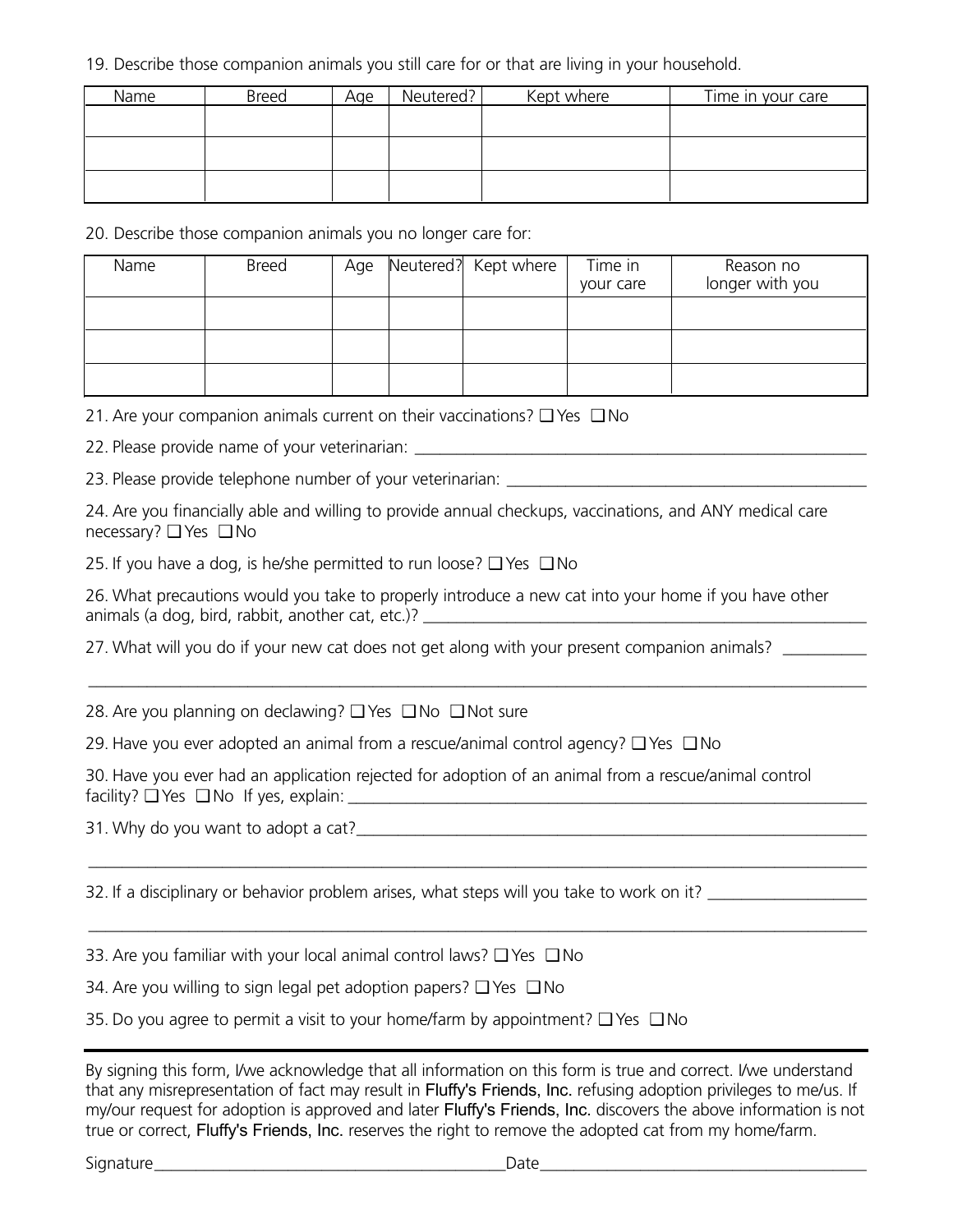19. Describe those companion animals you still care for or that are living in your household.

| Name | Breed | Age | Neutered? | Kept where | Time in your care |
|---|---|---|---|---|---|
| | | | | | |
| | | | | | |
| | | | | | |

20. Describe those companion animals you no longer care for:

| Name | Breed | Age | Neutered? | Kept where | Time in your care | Reason no longer with you |
|---|---|---|---|---|---|---|
| | | | | | | |
| | | | | | | |
| | | | | | | |

21. Are your companion animals current on their vaccinations? ❑ Yes ❑ No

22. Please provide name of your veterinarian: ______________________________

23. Please provide telephone number of your veterinarian: ______________________________

24. Are you financially able and willing to provide annual checkups, vaccinations, and ANY medical care necessary? ❑ Yes ❑ No

25. If you have a dog, is he/she permitted to run loose? ❑ Yes ❑ No

26. What precautions would you take to properly introduce a new cat into your home if you have other animals (a dog, bird, rabbit, another cat, etc.)? ______________________________

27. What will you do if your new cat does not get along with your present companion animals? __________

______________________________________________________________________

28. Are you planning on declawing? ❑ Yes ❑ No ❑ Not sure

29. Have you ever adopted an animal from a rescue/animal control agency? ❑ Yes ❑ No

30. Have you ever had an application rejected for adoption of an animal from a rescue/animal control facility? ❑ Yes ❑ No If yes, explain: ______________________________

31. Why do you want to adopt a cat?______________________________

______________________________________________________________________

32. If a disciplinary or behavior problem arises, what steps will you take to work on it? __________________

______________________________________________________________________

33. Are you familiar with your local animal control laws? ❑ Yes ❑ No

34. Are you willing to sign legal pet adoption papers? ❑ Yes ❑ No

35. Do you agree to permit a visit to your home/farm by appointment? ❑ Yes ❑ No

---

By signing this form, I/we acknowledge that all information on this form is true and correct. I/we understand that any misrepresentation of fact may result in Fluffy's Friends, Inc. refusing adoption privileges to me/us. If my/our request for adoption is approved and later Fluffy's Friends, Inc. discovers the above information is not true or correct, Fluffy's Friends, Inc. reserves the right to remove the adopted cat from my home/farm.

Signature______________________________ Date______________________________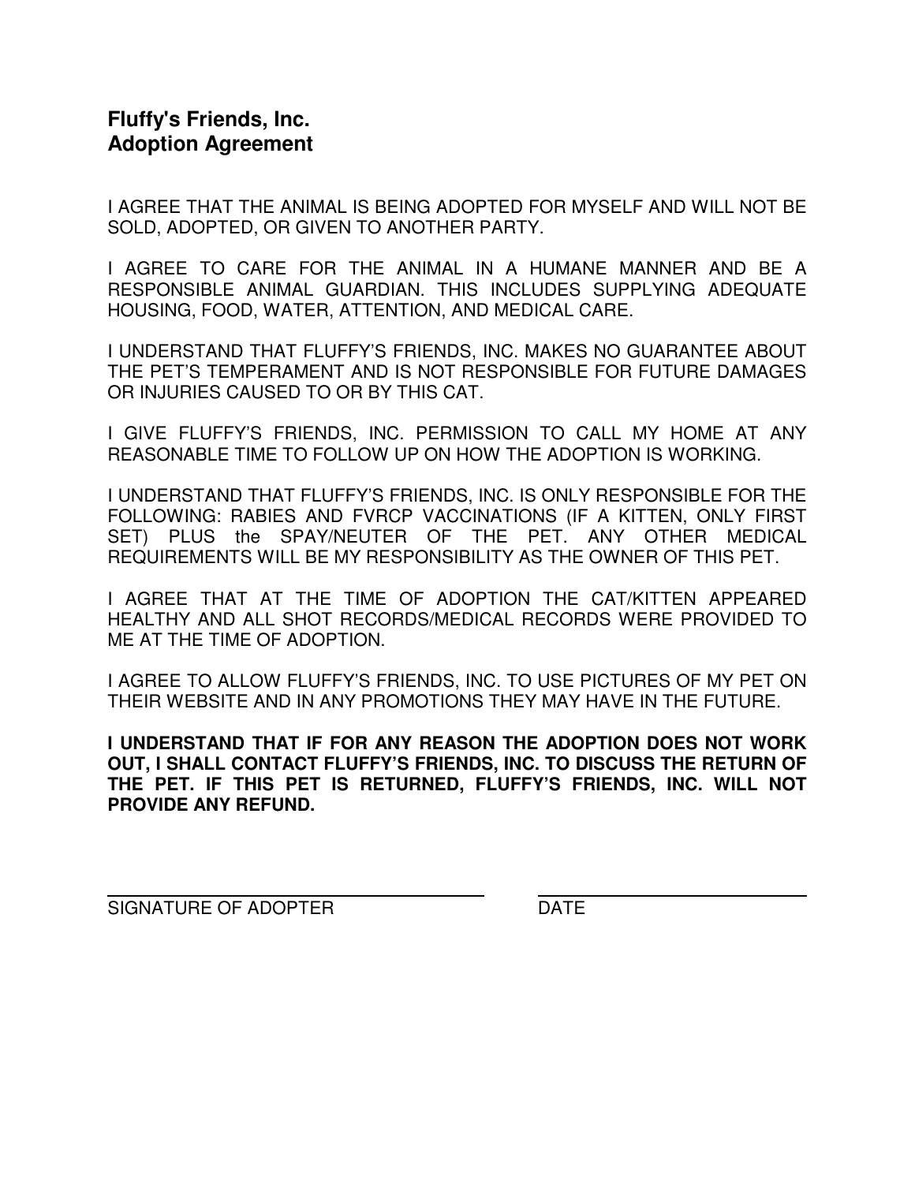**Fluffy's Friends, Inc.**
**Adoption Agreement**

I AGREE THAT THE ANIMAL IS BEING ADOPTED FOR MYSELF AND WILL NOT BE SOLD, ADOPTED, OR GIVEN TO ANOTHER PARTY.

I AGREE TO CARE FOR THE ANIMAL IN A HUMANE MANNER AND BE A RESPONSIBLE ANIMAL GUARDIAN. THIS INCLUDES SUPPLYING ADEQUATE HOUSING, FOOD, WATER, ATTENTION, AND MEDICAL CARE.

I UNDERSTAND THAT FLUFFY'S FRIENDS, INC. MAKES NO GUARANTEE ABOUT THE PET'S TEMPERAMENT AND IS NOT RESPONSIBLE FOR FUTURE DAMAGES OR INJURIES CAUSED TO OR BY THIS CAT.

I GIVE FLUFFY'S FRIENDS, INC. PERMISSION TO CALL MY HOME AT ANY REASONABLE TIME TO FOLLOW UP ON HOW THE ADOPTION IS WORKING.

I UNDERSTAND THAT FLUFFY'S FRIENDS, INC. IS ONLY RESPONSIBLE FOR THE FOLLOWING: RABIES AND FVRCP VACCINATIONS (IF A KITTEN, ONLY FIRST SET) PLUS the SPAY/NEUTER OF THE PET. ANY OTHER MEDICAL REQUIREMENTS WILL BE MY RESPONSIBILITY AS THE OWNER OF THIS PET.

I AGREE THAT AT THE TIME OF ADOPTION THE CAT/KITTEN APPEARED HEALTHY AND ALL SHOT RECORDS/MEDICAL RECORDS WERE PROVIDED TO ME AT THE TIME OF ADOPTION.

I AGREE TO ALLOW FLUFFY'S FRIENDS, INC. TO USE PICTURES OF MY PET ON THEIR WEBSITE AND IN ANY PROMOTIONS THEY MAY HAVE IN THE FUTURE.

**I UNDERSTAND THAT IF FOR ANY REASON THE ADOPTION DOES NOT WORK OUT, I SHALL CONTACT FLUFFY'S FRIENDS, INC. TO DISCUSS THE RETURN OF THE PET. IF THIS PET IS RETURNED, FLUFFY'S FRIENDS, INC. WILL NOT PROVIDE ANY REFUND.**

\_\_\_\_\_\_\_\_\_\_\_\_\_\_\_\_\_\_\_\_\_\_\_\_\_\_\_\_\_\_\_\_\_\_\_\_ \_\_\_\_\_\_\_\_\_\_\_\_\_\_\_\_\_\_\_\_\_\_\_\_\_\_

SIGNATURE OF ADOPTER DATE